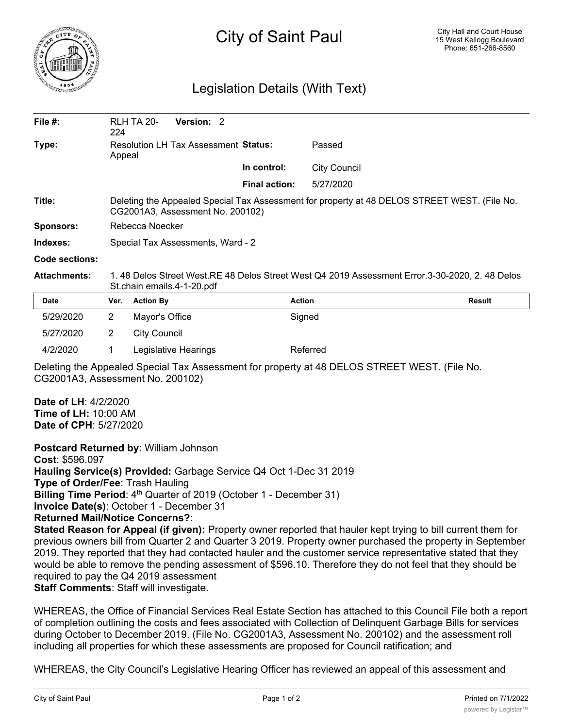# City of Saint Paul

City Hall and Court House
15 West Kellogg Boulevard
Phone: 651-266-8560

## Legislation Details (With Text)

**File #:** RLH TA 20-224 **Version:** 2

**Type:** Resolution LH Tax Assessment Appeal **Status:** Passed

**In control:** City Council

**Final action:** 5/27/2020

**Title:** Deleting the Appealed Special Tax Assessment for property at 48 DELOS STREET WEST. (File No. CG2001A3, Assessment No. 200102)

**Sponsors:** Rebecca Noecker

**Indexes:** Special Tax Assessments, Ward - 2

**Code sections:**

**Attachments:** 1. 48 Delos Street West.RE 48 Delos Street West Q4 2019 Assessment Error.3-30-2020, 2. 48 Delos St.chain emails.4-1-20.pdf

| Date | Ver. | Action By | Action | Result |
|---|---|---|---|---|
| 5/29/2020 | 2 | Mayor's Office | Signed | |
| 5/27/2020 | 2 | City Council | | |
| 4/2/2020 | 1 | Legislative Hearings | Referred | |

Deleting the Appealed Special Tax Assessment for property at 48 DELOS STREET WEST. (File No. CG2001A3, Assessment No. 200102)

**Date of LH**: 4/2/2020
**Time of LH:** 10:00 AM
**Date of CPH**: 5/27/2020

**Postcard Returned by**: William Johnson
**Cost**: $596.097
**Hauling Service(s) Provided:** Garbage Service Q4 Oct 1-Dec 31 2019
**Type of Order/Fee**: Trash Hauling
**Billing Time Period**: 4th Quarter of 2019 (October 1 - December 31)
**Invoice Date(s)**: October 1 - December 31
**Returned Mail/Notice Concerns?**:
**Stated Reason for Appeal (if given):** Property owner reported that hauler kept trying to bill current them for previous owners bill from Quarter 2 and Quarter 3 2019. Property owner purchased the property in September 2019. They reported that they had contacted hauler and the customer service representative stated that they would be able to remove the pending assessment of $596.10. Therefore they do not feel that they should be required to pay the Q4 2019 assessment
**Staff Comments**: Staff will investigate.

WHEREAS, the Office of Financial Services Real Estate Section has attached to this Council File both a report of completion outlining the costs and fees associated with Collection of Delinquent Garbage Bills for services during October to December 2019. (File No. CG2001A3, Assessment No. 200102) and the assessment roll including all properties for which these assessments are proposed for Council ratification; and

WHEREAS, the City Council's Legislative Hearing Officer has reviewed an appeal of this assessment and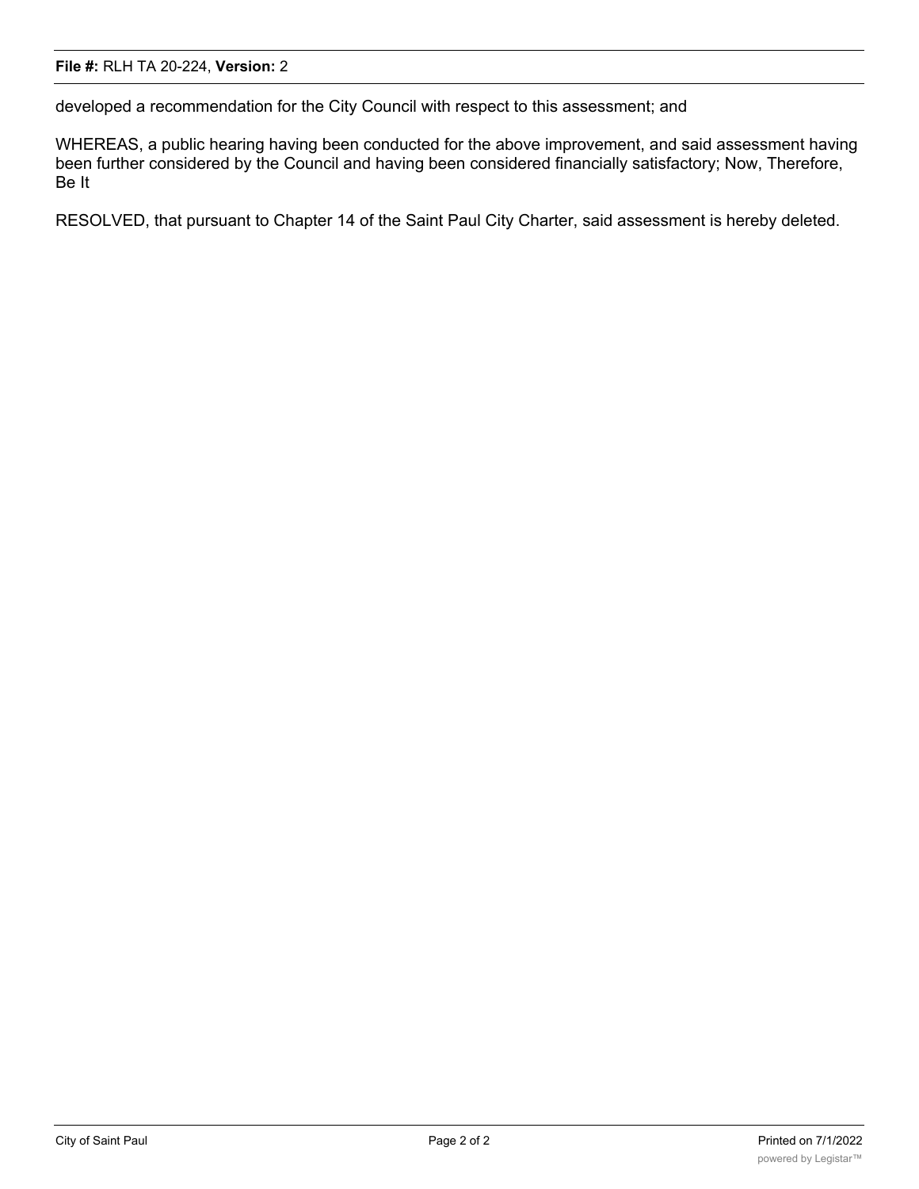developed a recommendation for the City Council with respect to this assessment; and

WHEREAS, a public hearing having been conducted for the above improvement, and said assessment having been further considered by the Council and having been considered financially satisfactory; Now, Therefore, Be It

RESOLVED, that pursuant to Chapter 14 of the Saint Paul City Charter, said assessment is hereby deleted.